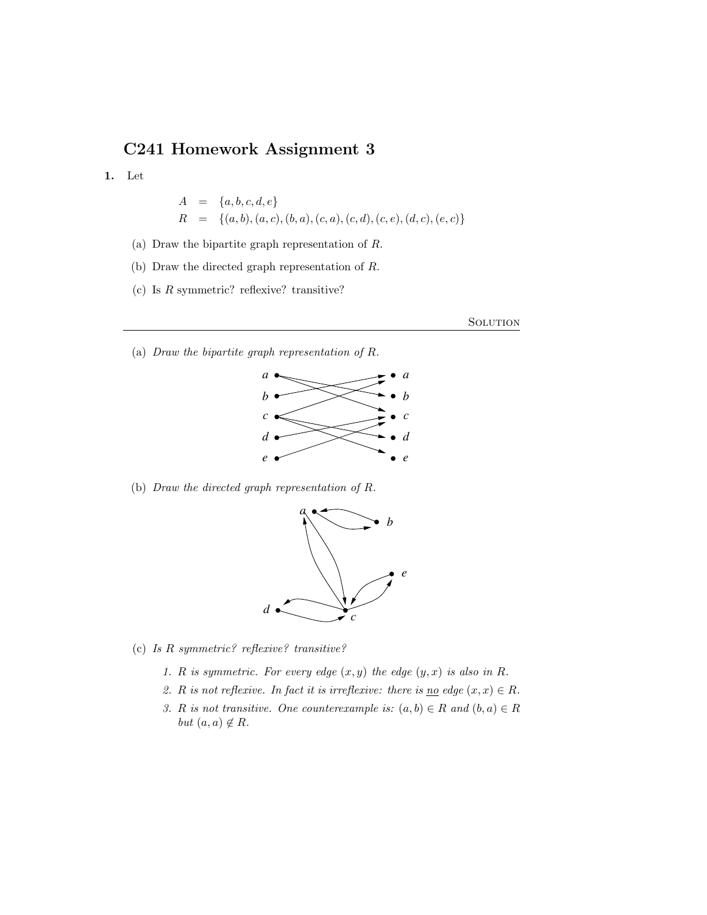# C241 Homework Assignment 3

**1.** Let

$$
\begin{aligned}
A &= \{a, b, c, d, e\} \\
R &= \{(a, b), (a, c), (b, a), (c, a), (c, d), (c, e), (d, c), (e, c)\}
\end{aligned}
$$

(a) Draw the bipartite graph representation of $R$.

(b) Draw the directed graph representation of $R$.

(c) Is $R$ symmetric? reflexive? transitive?

---

Solution

(a) *Draw the bipartite graph representation of $R$.*

(b) *Draw the directed graph representation of $R$.*

(c) *Is $R$ symmetric? reflexive? transitive?*

1. *$R$ is symmetric. For every edge $(x, y)$ the edge $(y, x)$ is also in $R$.*
2. *$R$ is not reflexive. In fact it is irreflexive: there is no edge $(x, x) \in R$.*
3. *$R$ is not transitive. One counterexample is: $(a, b) \in R$ and $(b, a) \in R$ but $(a, a) \notin R$.*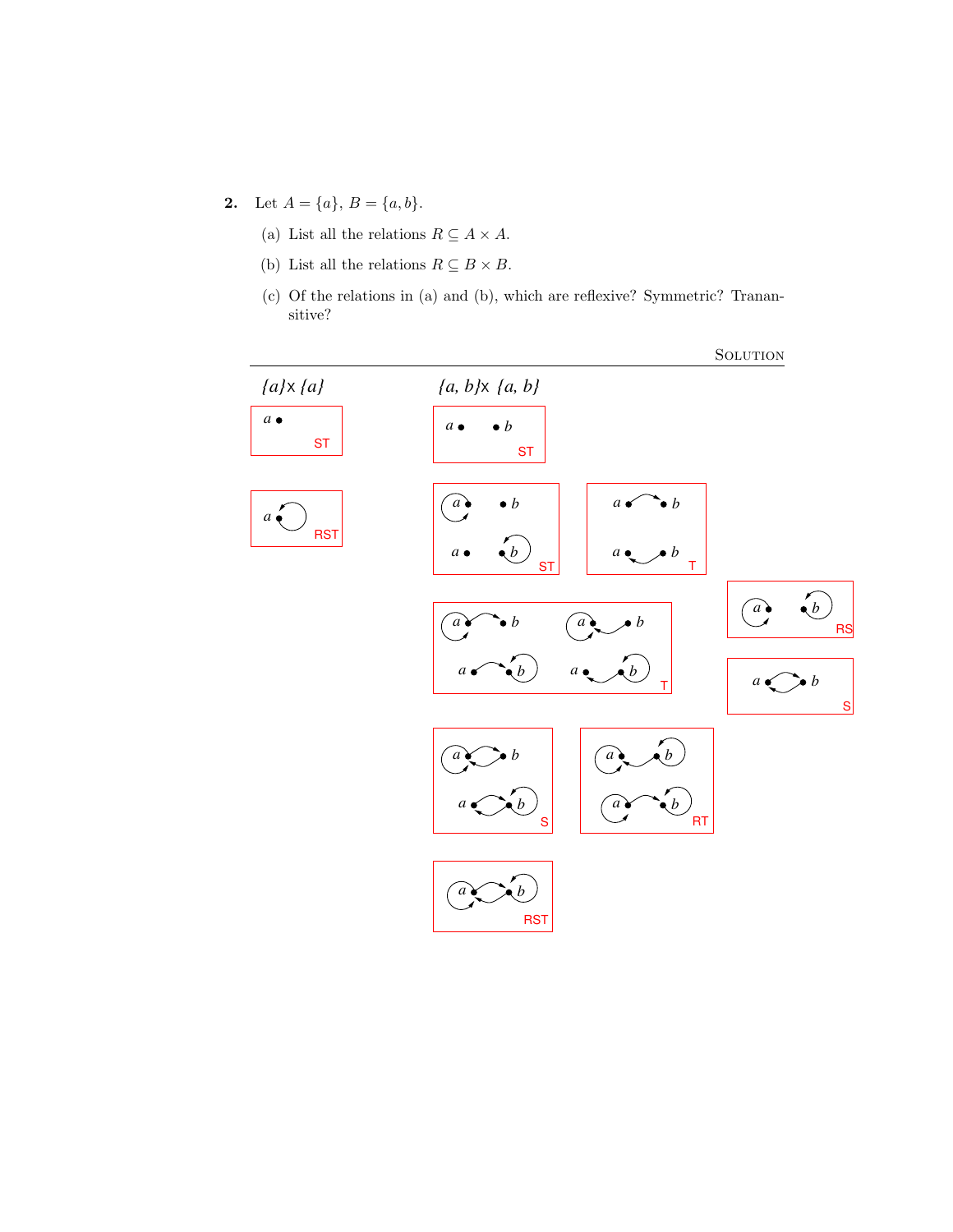**2.** Let $A = \{a\}$, $B = \{a, b\}$.

(a) List all the relations $R \subseteq A \times A$.

(b) List all the relations $R \subseteq B \times B$.

(c) Of the relations in (a) and (b), which are reflexive? Symmetric? Tranansitive?

---

<p align="right">SOLUTION</p>

$\{a\} \times \{a\}$

$\{a, b\} \times \{a, b\}$

ST

RST

ST

ST

T

T

RS

S

S

RT

RST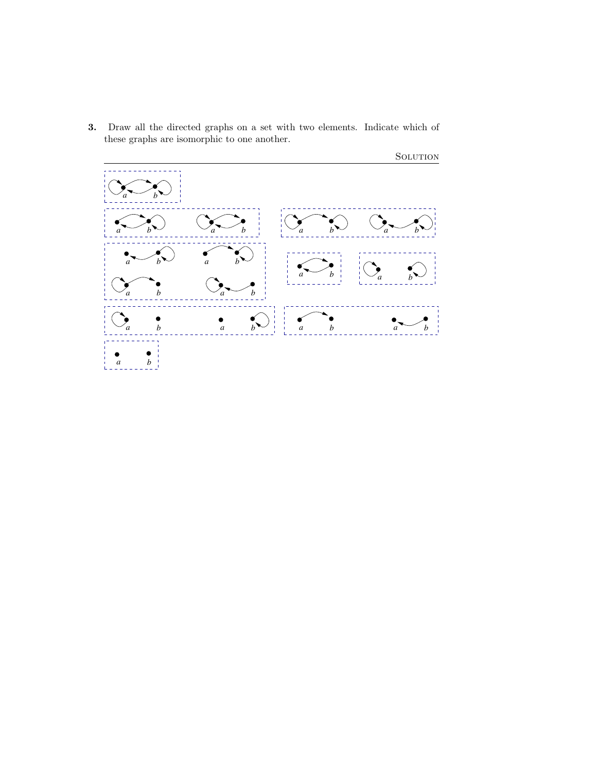**3.** Draw all the directed graphs on a set with two elements. Indicate which of these graphs are isomorphic to one another.

Solution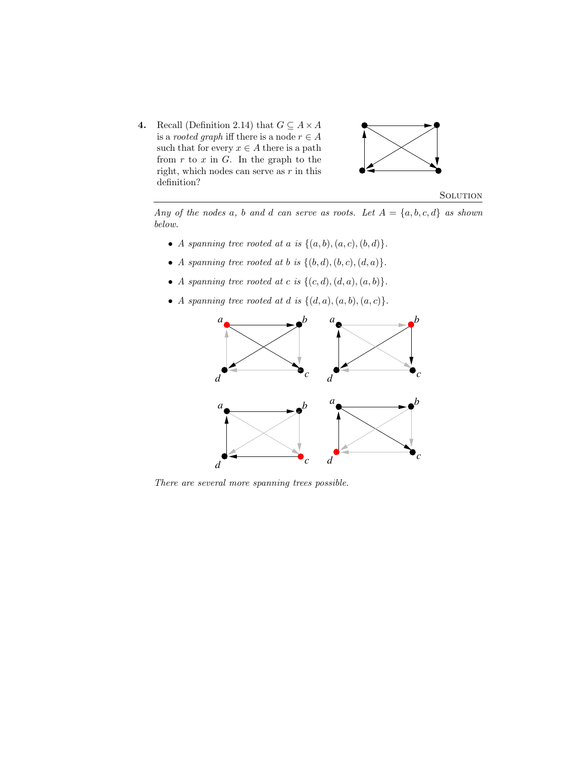**4.** Recall (Definition 2.14) that $G \subseteq A \times A$ is a *rooted graph* iff there is a node $r \in A$ such that for every $x \in A$ there is a path from $r$ to $x$ in $G$. In the graph to the right, which nodes can serve as $r$ in this definition?

Solution

---

*Any of the nodes a, b and d can serve as roots. Let $A = \{a, b, c, d\}$ as shown below.*

- *A spanning tree rooted at a is* $\{(a, b), (a, c), (b, d)\}$.
- *A spanning tree rooted at b is* $\{(b, d), (b, c), (d, a)\}$.
- *A spanning tree rooted at c is* $\{(c, d), (d, a), (a, b)\}$.
- *A spanning tree rooted at d is* $\{(d, a), (a, b), (a, c)\}$.

*There are several more spanning trees possible.*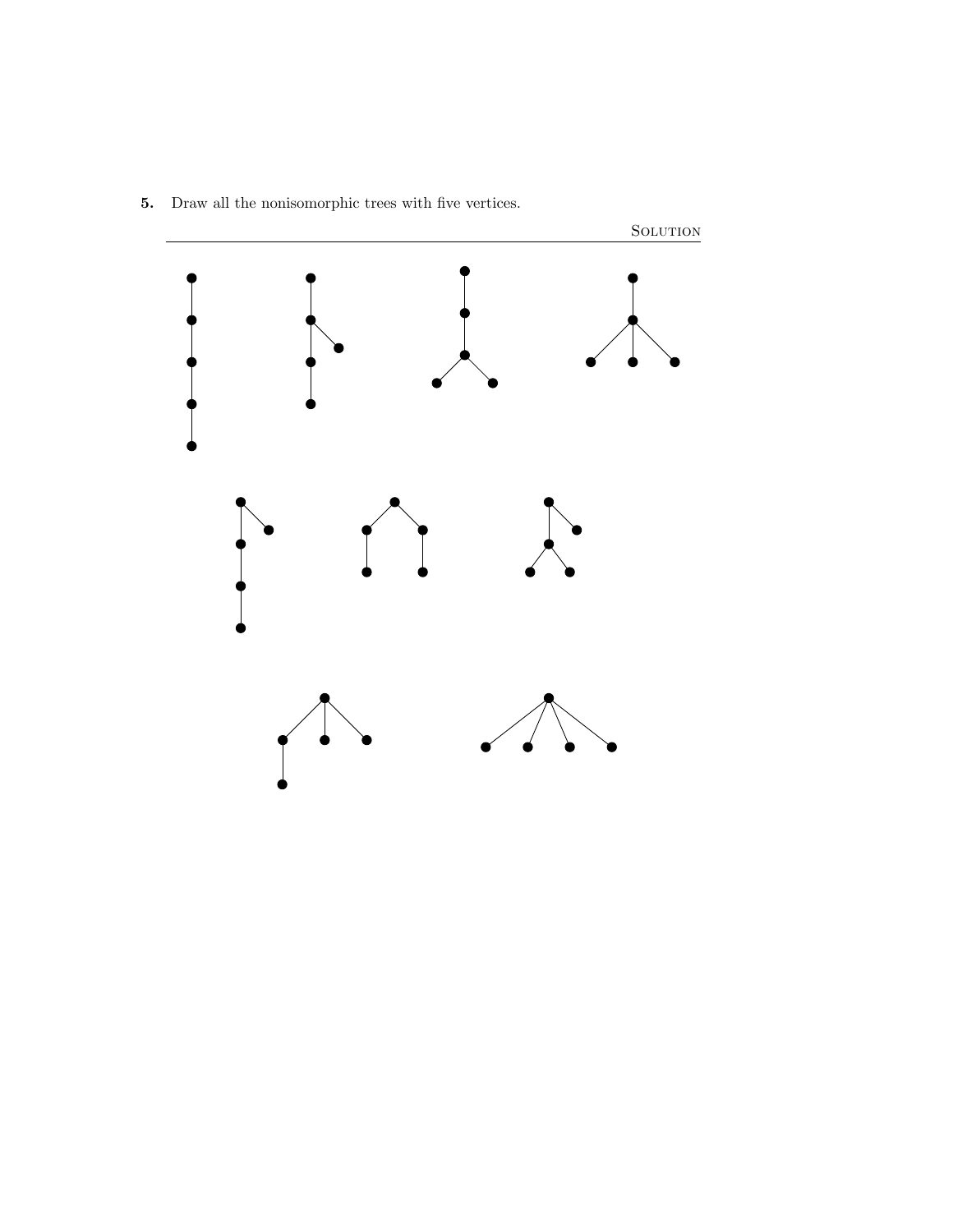**5.** Draw all the nonisomorphic trees with five vertices.

SOLUTION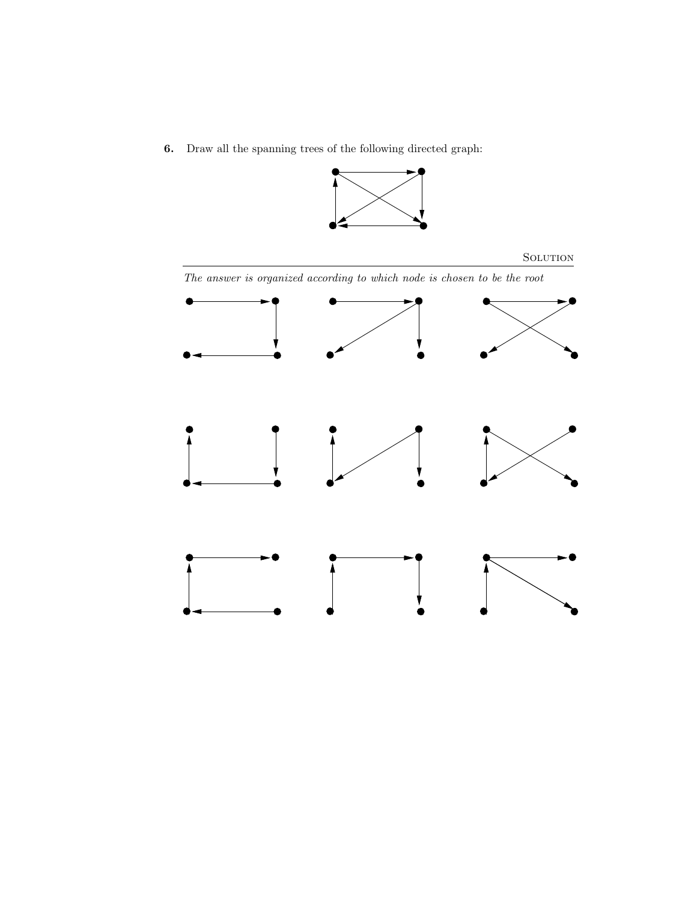**6.** Draw all the spanning trees of the following directed graph:

Solution

*The answer is organized according to which node is chosen to be the root*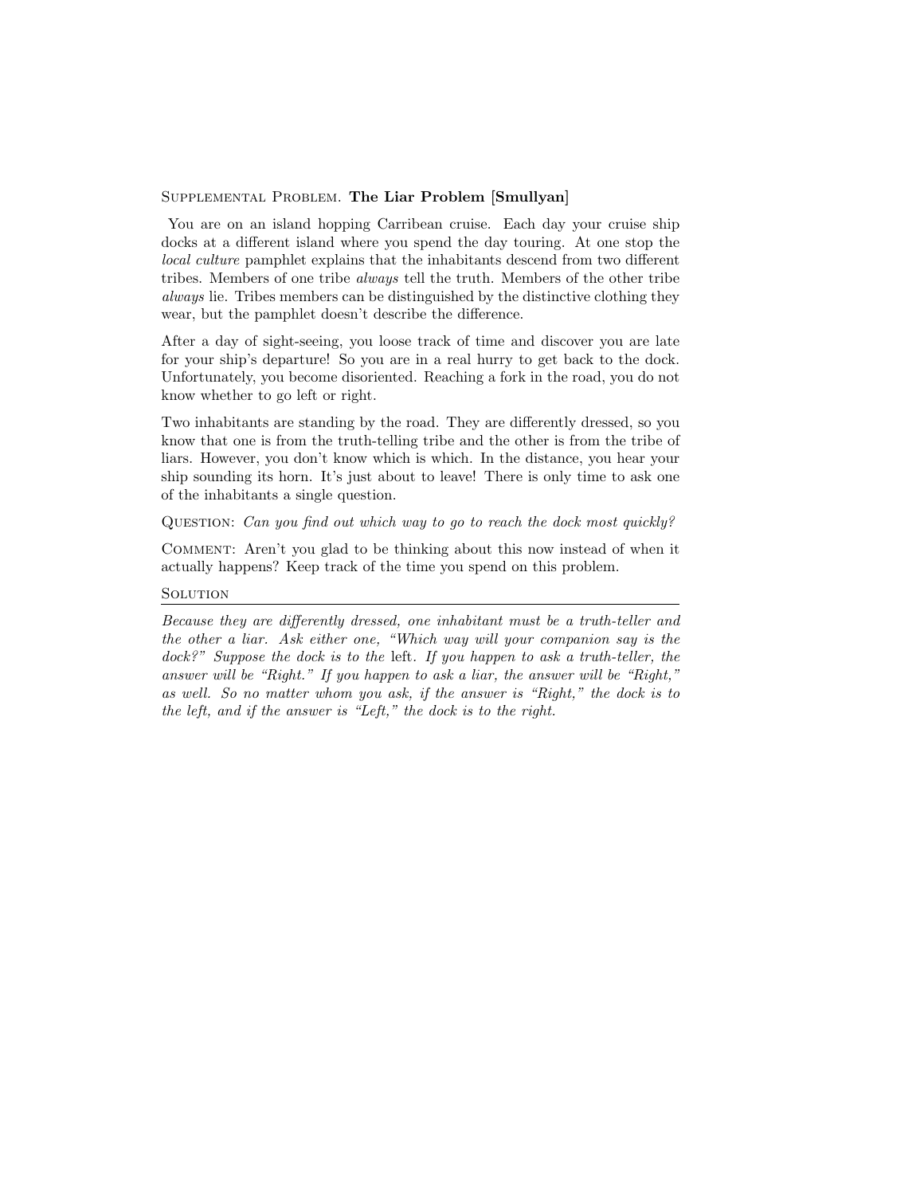Supplemental Problem. **The Liar Problem [Smullyan]**

You are on an island hopping Carribean cruise. Each day your cruise ship docks at a different island where you spend the day touring. At one stop the *local culture* pamphlet explains that the inhabitants descend from two different tribes. Members of one tribe *always* tell the truth. Members of the other tribe *always* lie. Tribes members can be distinguished by the distinctive clothing they wear, but the pamphlet doesn't describe the difference.

After a day of sight-seeing, you loose track of time and discover you are late for your ship's departure! So you are in a real hurry to get back to the dock. Unfortunately, you become disoriented. Reaching a fork in the road, you do not know whether to go left or right.

Two inhabitants are standing by the road. They are differently dressed, so you know that one is from the truth-telling tribe and the other is from the tribe of liars. However, you don't know which is which. In the distance, you hear your ship sounding its horn. It's just about to leave! There is only time to ask one of the inhabitants a single question.

Question: *Can you find out which way to go to reach the dock most quickly?*

Comment: Aren't you glad to be thinking about this now instead of when it actually happens? Keep track of the time you spend on this problem.

Solution

*Because they are differently dressed, one inhabitant must be a truth-teller and the other a liar. Ask either one, "Which way will your companion say is the dock?" Suppose the dock is to the* left. *If you happen to ask a truth-teller, the answer will be "Right." If you happen to ask a liar, the answer will be "Right," as well. So no matter whom you ask, if the answer is "Right," the dock is to the left, and if the answer is "Left," the dock is to the right.*